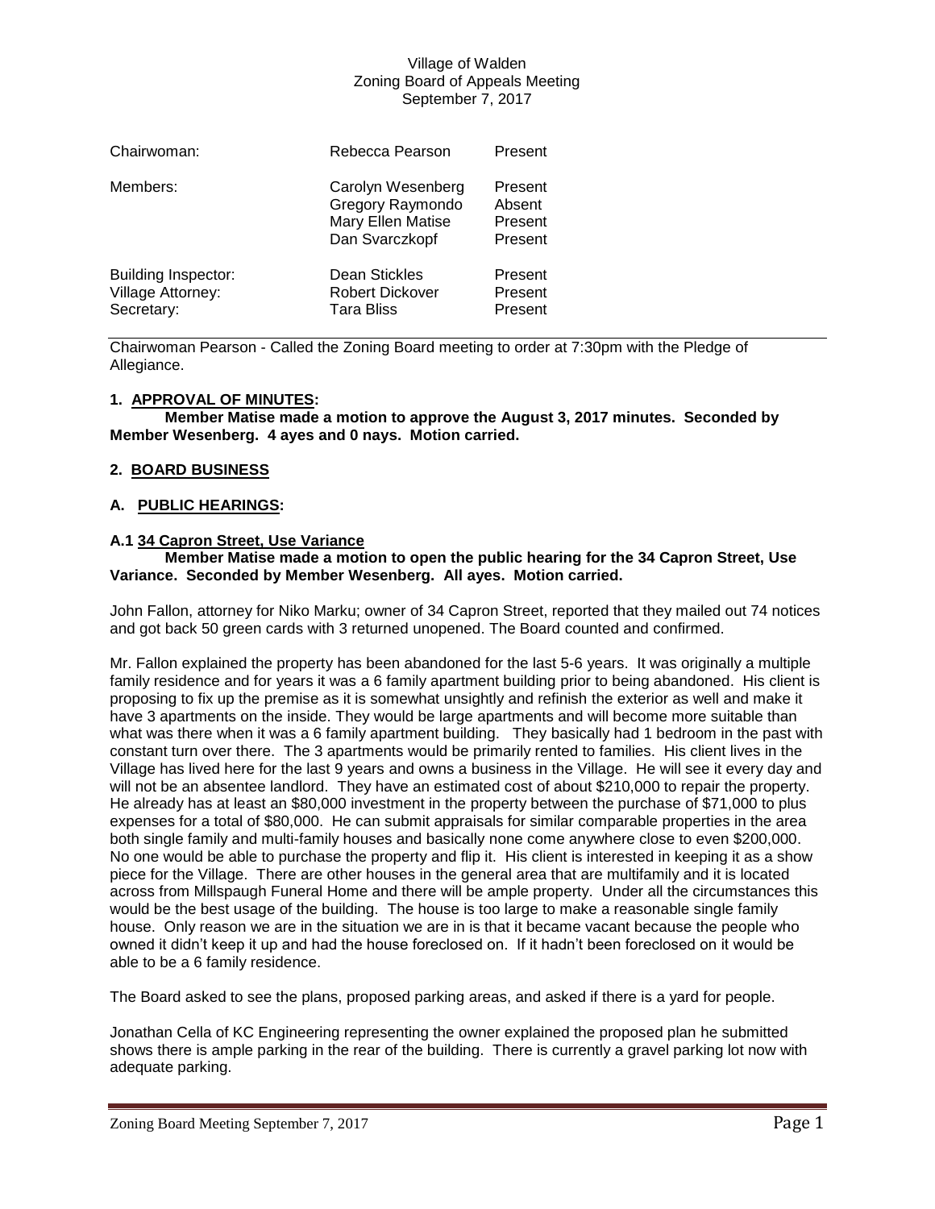Village of Walden
Zoning Board of Appeals Meeting
September 7, 2017

| | | |
|---|---|---|
| Chairwoman: | Rebecca Pearson | Present |
| Members: | Carolyn Wesenberg | Present |
| | Gregory Raymondo | Absent |
| | Mary Ellen Matise | Present |
| | Dan Svarczkopf | Present |
| Building Inspector: | Dean Stickles | Present |
| Village Attorney: | Robert Dickover | Present |
| Secretary: | Tara Bliss | Present |

Chairwoman Pearson - Called the Zoning Board meeting to order at 7:30pm with the Pledge of Allegiance.

**1. APPROVAL OF MINUTES:**

**Member Matise made a motion to approve the August 3, 2017 minutes. Seconded by Member Wesenberg. 4 ayes and 0 nays. Motion carried.**

**2. BOARD BUSINESS**

**A. PUBLIC HEARINGS:**

**A.1 34 Capron Street, Use Variance**

**Member Matise made a motion to open the public hearing for the 34 Capron Street, Use Variance. Seconded by Member Wesenberg. All ayes. Motion carried.**

John Fallon, attorney for Niko Marku; owner of 34 Capron Street, reported that they mailed out 74 notices and got back 50 green cards with 3 returned unopened. The Board counted and confirmed.

Mr. Fallon explained the property has been abandoned for the last 5-6 years. It was originally a multiple family residence and for years it was a 6 family apartment building prior to being abandoned. His client is proposing to fix up the premise as it is somewhat unsightly and refinish the exterior as well and make it have 3 apartments on the inside. They would be large apartments and will become more suitable than what was there when it was a 6 family apartment building. They basically had 1 bedroom in the past with constant turn over there. The 3 apartments would be primarily rented to families. His client lives in the Village has lived here for the last 9 years and owns a business in the Village. He will see it every day and will not be an absentee landlord. They have an estimated cost of about $210,000 to repair the property. He already has at least an $80,000 investment in the property between the purchase of $71,000 to plus expenses for a total of $80,000. He can submit appraisals for similar comparable properties in the area both single family and multi-family houses and basically none come anywhere close to even $200,000. No one would be able to purchase the property and flip it. His client is interested in keeping it as a show piece for the Village. There are other houses in the general area that are multifamily and it is located across from Millspaugh Funeral Home and there will be ample property. Under all the circumstances this would be the best usage of the building. The house is too large to make a reasonable single family house. Only reason we are in the situation we are in is that it became vacant because the people who owned it didn't keep it up and had the house foreclosed on. If it hadn't been foreclosed on it would be able to be a 6 family residence.

The Board asked to see the plans, proposed parking areas, and asked if there is a yard for people.

Jonathan Cella of KC Engineering representing the owner explained the proposed plan he submitted shows there is ample parking in the rear of the building. There is currently a gravel parking lot now with adequate parking.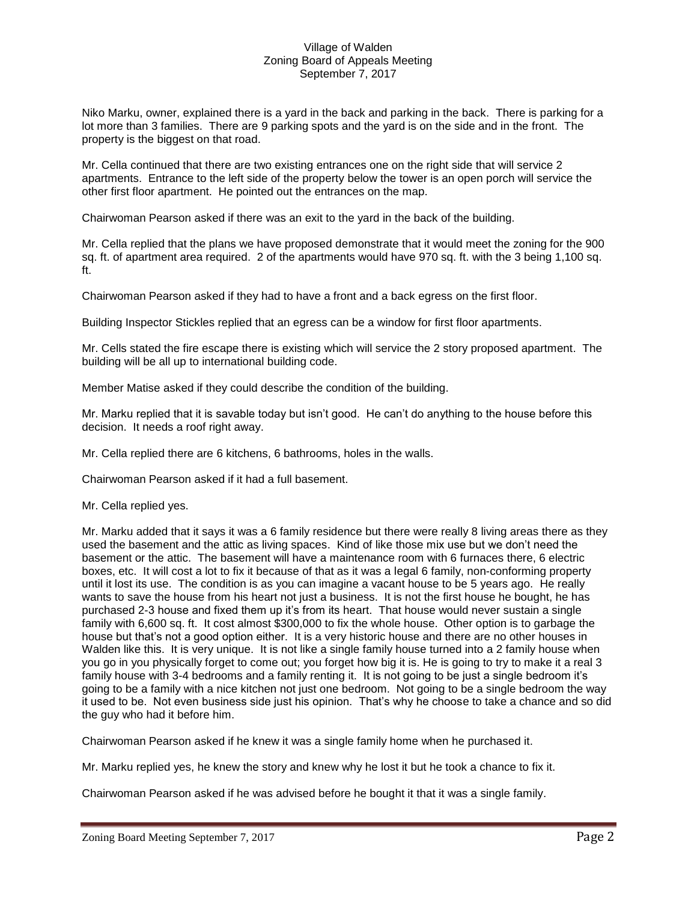Village of Walden
Zoning Board of Appeals Meeting
September 7, 2017

Niko Marku, owner, explained there is a yard in the back and parking in the back. There is parking for a lot more than 3 families. There are 9 parking spots and the yard is on the side and in the front. The property is the biggest on that road.

Mr. Cella continued that there are two existing entrances one on the right side that will service 2 apartments. Entrance to the left side of the property below the tower is an open porch will service the other first floor apartment. He pointed out the entrances on the map.

Chairwoman Pearson asked if there was an exit to the yard in the back of the building.

Mr. Cella replied that the plans we have proposed demonstrate that it would meet the zoning for the 900 sq. ft. of apartment area required. 2 of the apartments would have 970 sq. ft. with the 3 being 1,100 sq. ft.

Chairwoman Pearson asked if they had to have a front and a back egress on the first floor.

Building Inspector Stickles replied that an egress can be a window for first floor apartments.

Mr. Cells stated the fire escape there is existing which will service the 2 story proposed apartment. The building will be all up to international building code.

Member Matise asked if they could describe the condition of the building.

Mr. Marku replied that it is savable today but isn't good. He can't do anything to the house before this decision. It needs a roof right away.

Mr. Cella replied there are 6 kitchens, 6 bathrooms, holes in the walls.

Chairwoman Pearson asked if it had a full basement.

Mr. Cella replied yes.

Mr. Marku added that it says it was a 6 family residence but there were really 8 living areas there as they used the basement and the attic as living spaces. Kind of like those mix use but we don't need the basement or the attic. The basement will have a maintenance room with 6 furnaces there, 6 electric boxes, etc. It will cost a lot to fix it because of that as it was a legal 6 family, non-conforming property until it lost its use. The condition is as you can imagine a vacant house to be 5 years ago. He really wants to save the house from his heart not just a business. It is not the first house he bought, he has purchased 2-3 house and fixed them up it's from its heart. That house would never sustain a single family with 6,600 sq. ft. It cost almost $300,000 to fix the whole house. Other option is to garbage the house but that's not a good option either. It is a very historic house and there are no other houses in Walden like this. It is very unique. It is not like a single family house turned into a 2 family house when you go in you physically forget to come out; you forget how big it is. He is going to try to make it a real 3 family house with 3-4 bedrooms and a family renting it. It is not going to be just a single bedroom it's going to be a family with a nice kitchen not just one bedroom. Not going to be a single bedroom the way it used to be. Not even business side just his opinion. That's why he choose to take a chance and so did the guy who had it before him.

Chairwoman Pearson asked if he knew it was a single family home when he purchased it.

Mr. Marku replied yes, he knew the story and knew why he lost it but he took a chance to fix it.

Chairwoman Pearson asked if he was advised before he bought it that it was a single family.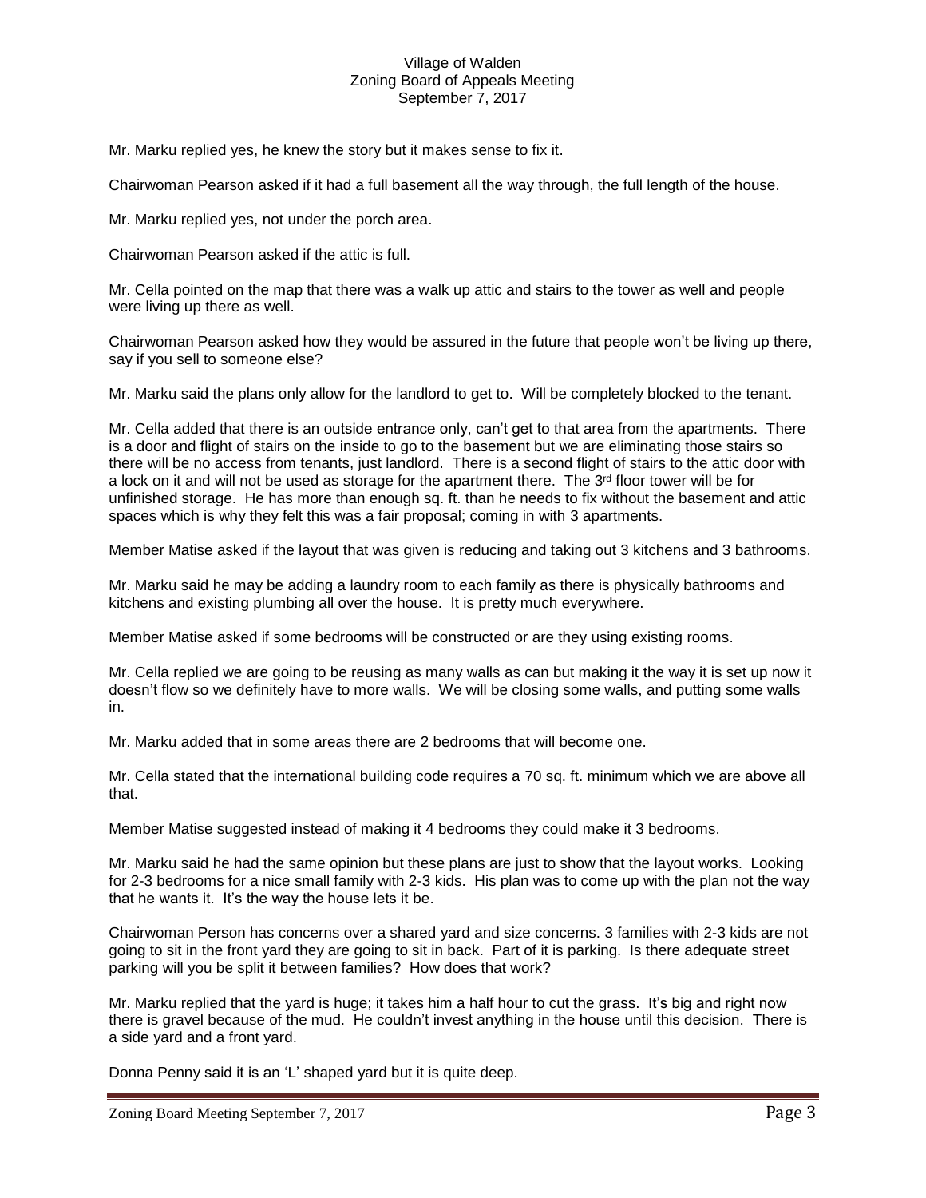Mr. Marku replied yes, he knew the story but it makes sense to fix it.

Chairwoman Pearson asked if it had a full basement all the way through, the full length of the house.

Mr. Marku replied yes, not under the porch area.

Chairwoman Pearson asked if the attic is full.

Mr. Cella pointed on the map that there was a walk up attic and stairs to the tower as well and people were living up there as well.

Chairwoman Pearson asked how they would be assured in the future that people won't be living up there, say if you sell to someone else?

Mr. Marku said the plans only allow for the landlord to get to. Will be completely blocked to the tenant.

Mr. Cella added that there is an outside entrance only, can't get to that area from the apartments. There is a door and flight of stairs on the inside to go to the basement but we are eliminating those stairs so there will be no access from tenants, just landlord. There is a second flight of stairs to the attic door with a lock on it and will not be used as storage for the apartment there. The 3rd floor tower will be for unfinished storage. He has more than enough sq. ft. than he needs to fix without the basement and attic spaces which is why they felt this was a fair proposal; coming in with 3 apartments.

Member Matise asked if the layout that was given is reducing and taking out 3 kitchens and 3 bathrooms.

Mr. Marku said he may be adding a laundry room to each family as there is physically bathrooms and kitchens and existing plumbing all over the house. It is pretty much everywhere.

Member Matise asked if some bedrooms will be constructed or are they using existing rooms.

Mr. Cella replied we are going to be reusing as many walls as can but making it the way it is set up now it doesn't flow so we definitely have to more walls. We will be closing some walls, and putting some walls in.

Mr. Marku added that in some areas there are 2 bedrooms that will become one.

Mr. Cella stated that the international building code requires a 70 sq. ft. minimum which we are above all that.

Member Matise suggested instead of making it 4 bedrooms they could make it 3 bedrooms.

Mr. Marku said he had the same opinion but these plans are just to show that the layout works. Looking for 2-3 bedrooms for a nice small family with 2-3 kids. His plan was to come up with the plan not the way that he wants it. It's the way the house lets it be.

Chairwoman Person has concerns over a shared yard and size concerns. 3 families with 2-3 kids are not going to sit in the front yard they are going to sit in back. Part of it is parking. Is there adequate street parking will you be split it between families? How does that work?

Mr. Marku replied that the yard is huge; it takes him a half hour to cut the grass. It's big and right now there is gravel because of the mud. He couldn't invest anything in the house until this decision. There is a side yard and a front yard.

Donna Penny said it is an 'L' shaped yard but it is quite deep.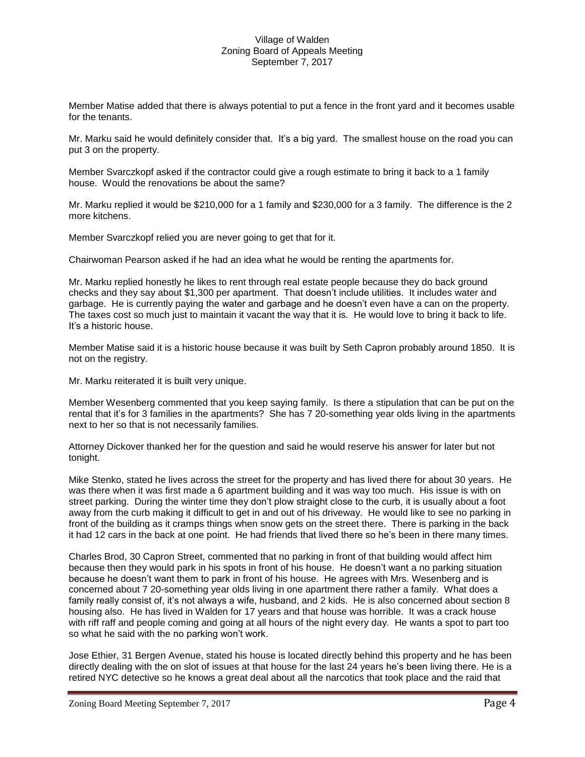Member Matise added that there is always potential to put a fence in the front yard and it becomes usable for the tenants.

Mr. Marku said he would definitely consider that. It's a big yard. The smallest house on the road you can put 3 on the property.

Member Svarczkopf asked if the contractor could give a rough estimate to bring it back to a 1 family house. Would the renovations be about the same?

Mr. Marku replied it would be $210,000 for a 1 family and $230,000 for a 3 family. The difference is the 2 more kitchens.

Member Svarczkopf relied you are never going to get that for it.

Chairwoman Pearson asked if he had an idea what he would be renting the apartments for.

Mr. Marku replied honestly he likes to rent through real estate people because they do back ground checks and they say about $1,300 per apartment. That doesn't include utilities. It includes water and garbage. He is currently paying the water and garbage and he doesn't even have a can on the property. The taxes cost so much just to maintain it vacant the way that it is. He would love to bring it back to life. It's a historic house.

Member Matise said it is a historic house because it was built by Seth Capron probably around 1850. It is not on the registry.

Mr. Marku reiterated it is built very unique.

Member Wesenberg commented that you keep saying family. Is there a stipulation that can be put on the rental that it's for 3 families in the apartments? She has 7 20-something year olds living in the apartments next to her so that is not necessarily families.

Attorney Dickover thanked her for the question and said he would reserve his answer for later but not tonight.

Mike Stenko, stated he lives across the street for the property and has lived there for about 30 years. He was there when it was first made a 6 apartment building and it was way too much. His issue is with on street parking. During the winter time they don't plow straight close to the curb, it is usually about a foot away from the curb making it difficult to get in and out of his driveway. He would like to see no parking in front of the building as it cramps things when snow gets on the street there. There is parking in the back it had 12 cars in the back at one point. He had friends that lived there so he's been in there many times.

Charles Brod, 30 Capron Street, commented that no parking in front of that building would affect him because then they would park in his spots in front of his house. He doesn't want a no parking situation because he doesn't want them to park in front of his house. He agrees with Mrs. Wesenberg and is concerned about 7 20-something year olds living in one apartment there rather a family. What does a family really consist of, it's not always a wife, husband, and 2 kids. He is also concerned about section 8 housing also. He has lived in Walden for 17 years and that house was horrible. It was a crack house with riff raff and people coming and going at all hours of the night every day. He wants a spot to part too so what he said with the no parking won't work.

Jose Ethier, 31 Bergen Avenue, stated his house is located directly behind this property and he has been directly dealing with the on slot of issues at that house for the last 24 years he's been living there. He is a retired NYC detective so he knows a great deal about all the narcotics that took place and the raid that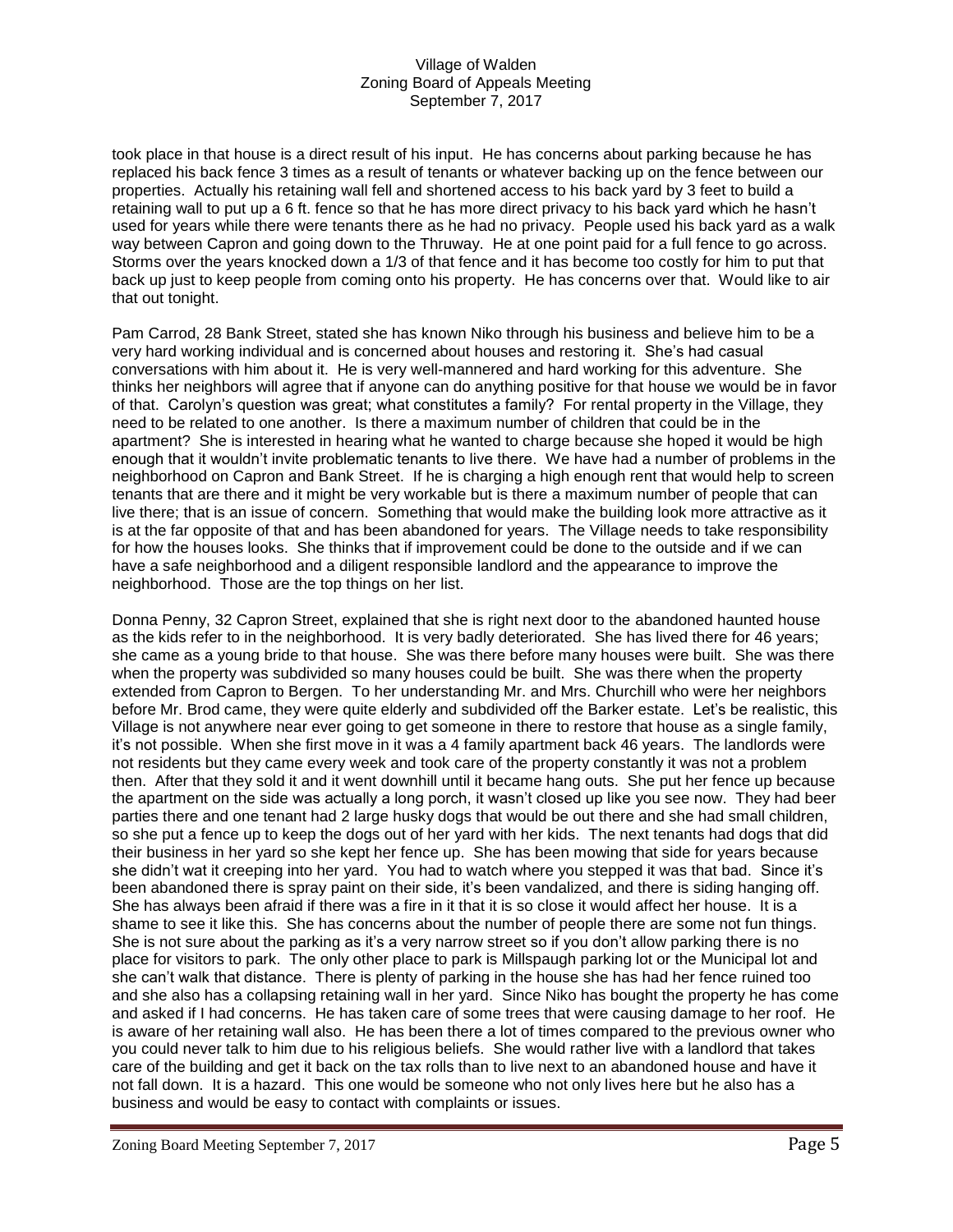took place in that house is a direct result of his input. He has concerns about parking because he has replaced his back fence 3 times as a result of tenants or whatever backing up on the fence between our properties. Actually his retaining wall fell and shortened access to his back yard by 3 feet to build a retaining wall to put up a 6 ft. fence so that he has more direct privacy to his back yard which he hasn't used for years while there were tenants there as he had no privacy. People used his back yard as a walk way between Capron and going down to the Thruway. He at one point paid for a full fence to go across. Storms over the years knocked down a 1/3 of that fence and it has become too costly for him to put that back up just to keep people from coming onto his property. He has concerns over that. Would like to air that out tonight.

Pam Carrod, 28 Bank Street, stated she has known Niko through his business and believe him to be a very hard working individual and is concerned about houses and restoring it. She's had casual conversations with him about it. He is very well-mannered and hard working for this adventure. She thinks her neighbors will agree that if anyone can do anything positive for that house we would be in favor of that. Carolyn's question was great; what constitutes a family? For rental property in the Village, they need to be related to one another. Is there a maximum number of children that could be in the apartment? She is interested in hearing what he wanted to charge because she hoped it would be high enough that it wouldn't invite problematic tenants to live there. We have had a number of problems in the neighborhood on Capron and Bank Street. If he is charging a high enough rent that would help to screen tenants that are there and it might be very workable but is there a maximum number of people that can live there; that is an issue of concern. Something that would make the building look more attractive as it is at the far opposite of that and has been abandoned for years. The Village needs to take responsibility for how the houses looks. She thinks that if improvement could be done to the outside and if we can have a safe neighborhood and a diligent responsible landlord and the appearance to improve the neighborhood. Those are the top things on her list.

Donna Penny, 32 Capron Street, explained that she is right next door to the abandoned haunted house as the kids refer to in the neighborhood. It is very badly deteriorated. She has lived there for 46 years; she came as a young bride to that house. She was there before many houses were built. She was there when the property was subdivided so many houses could be built. She was there when the property extended from Capron to Bergen. To her understanding Mr. and Mrs. Churchill who were her neighbors before Mr. Brod came, they were quite elderly and subdivided off the Barker estate. Let's be realistic, this Village is not anywhere near ever going to get someone in there to restore that house as a single family, it's not possible. When she first move in it was a 4 family apartment back 46 years. The landlords were not residents but they came every week and took care of the property constantly it was not a problem then. After that they sold it and it went downhill until it became hang outs. She put her fence up because the apartment on the side was actually a long porch, it wasn't closed up like you see now. They had beer parties there and one tenant had 2 large husky dogs that would be out there and she had small children, so she put a fence up to keep the dogs out of her yard with her kids. The next tenants had dogs that did their business in her yard so she kept her fence up. She has been mowing that side for years because she didn't wat it creeping into her yard. You had to watch where you stepped it was that bad. Since it's been abandoned there is spray paint on their side, it's been vandalized, and there is siding hanging off. She has always been afraid if there was a fire in it that it is so close it would affect her house. It is a shame to see it like this. She has concerns about the number of people there are some not fun things. She is not sure about the parking as it's a very narrow street so if you don't allow parking there is no place for visitors to park. The only other place to park is Millspaugh parking lot or the Municipal lot and she can't walk that distance. There is plenty of parking in the house she has had her fence ruined too and she also has a collapsing retaining wall in her yard. Since Niko has bought the property he has come and asked if I had concerns. He has taken care of some trees that were causing damage to her roof. He is aware of her retaining wall also. He has been there a lot of times compared to the previous owner who you could never talk to him due to his religious beliefs. She would rather live with a landlord that takes care of the building and get it back on the tax rolls than to live next to an abandoned house and have it not fall down. It is a hazard. This one would be someone who not only lives here but he also has a business and would be easy to contact with complaints or issues.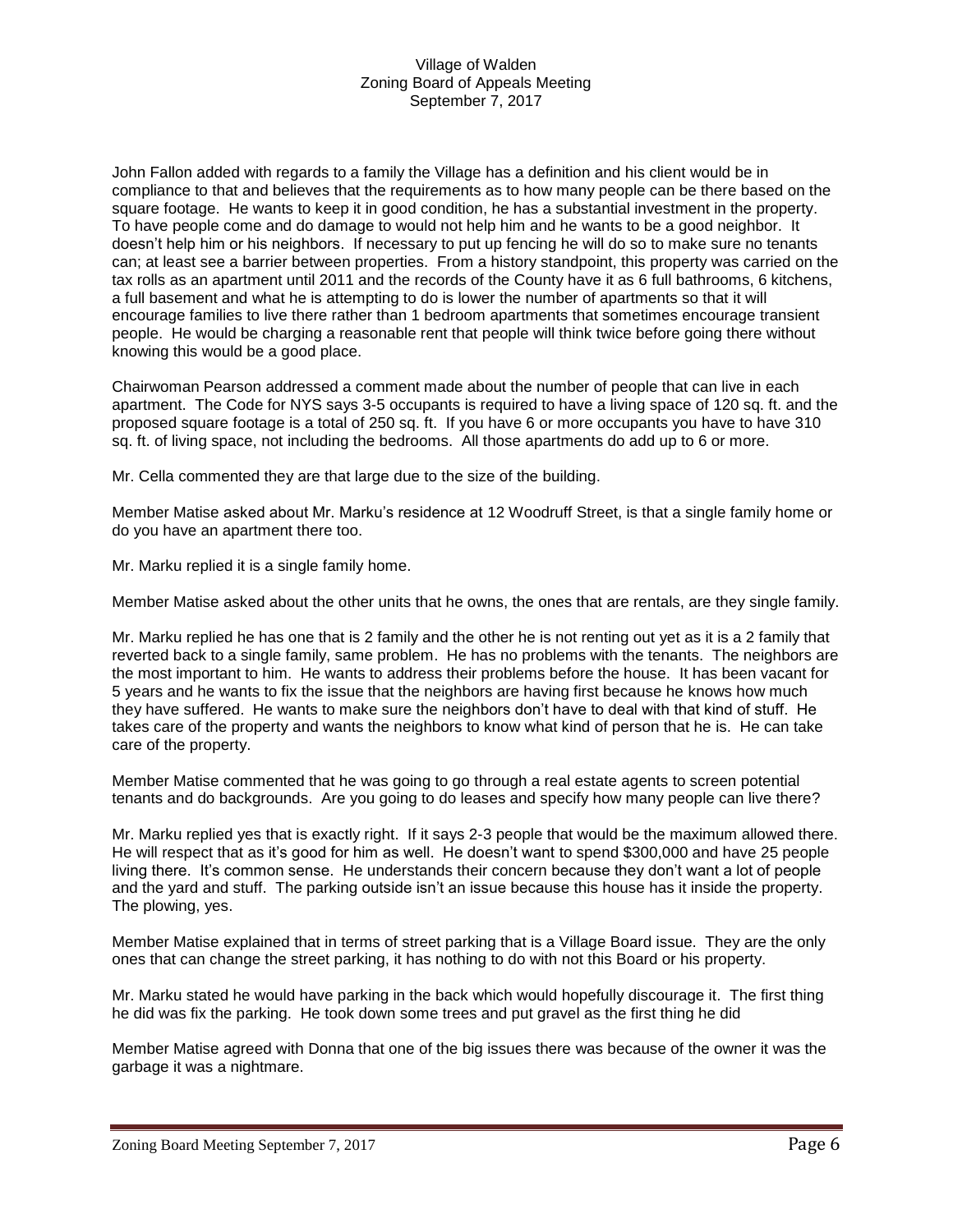John Fallon added with regards to a family the Village has a definition and his client would be in compliance to that and believes that the requirements as to how many people can be there based on the square footage. He wants to keep it in good condition, he has a substantial investment in the property. To have people come and do damage to would not help him and he wants to be a good neighbor. It doesn't help him or his neighbors. If necessary to put up fencing he will do so to make sure no tenants can; at least see a barrier between properties. From a history standpoint, this property was carried on the tax rolls as an apartment until 2011 and the records of the County have it as 6 full bathrooms, 6 kitchens, a full basement and what he is attempting to do is lower the number of apartments so that it will encourage families to live there rather than 1 bedroom apartments that sometimes encourage transient people. He would be charging a reasonable rent that people will think twice before going there without knowing this would be a good place.

Chairwoman Pearson addressed a comment made about the number of people that can live in each apartment. The Code for NYS says 3-5 occupants is required to have a living space of 120 sq. ft. and the proposed square footage is a total of 250 sq. ft. If you have 6 or more occupants you have to have 310 sq. ft. of living space, not including the bedrooms. All those apartments do add up to 6 or more.

Mr. Cella commented they are that large due to the size of the building.

Member Matise asked about Mr. Marku's residence at 12 Woodruff Street, is that a single family home or do you have an apartment there too.

Mr. Marku replied it is a single family home.

Member Matise asked about the other units that he owns, the ones that are rentals, are they single family.

Mr. Marku replied he has one that is 2 family and the other he is not renting out yet as it is a 2 family that reverted back to a single family, same problem. He has no problems with the tenants. The neighbors are the most important to him. He wants to address their problems before the house. It has been vacant for 5 years and he wants to fix the issue that the neighbors are having first because he knows how much they have suffered. He wants to make sure the neighbors don't have to deal with that kind of stuff. He takes care of the property and wants the neighbors to know what kind of person that he is. He can take care of the property.

Member Matise commented that he was going to go through a real estate agents to screen potential tenants and do backgrounds. Are you going to do leases and specify how many people can live there?

Mr. Marku replied yes that is exactly right. If it says 2-3 people that would be the maximum allowed there. He will respect that as it's good for him as well. He doesn't want to spend $300,000 and have 25 people living there. It's common sense. He understands their concern because they don't want a lot of people and the yard and stuff. The parking outside isn't an issue because this house has it inside the property. The plowing, yes.

Member Matise explained that in terms of street parking that is a Village Board issue. They are the only ones that can change the street parking, it has nothing to do with not this Board or his property.

Mr. Marku stated he would have parking in the back which would hopefully discourage it. The first thing he did was fix the parking. He took down some trees and put gravel as the first thing he did

Member Matise agreed with Donna that one of the big issues there was because of the owner it was the garbage it was a nightmare.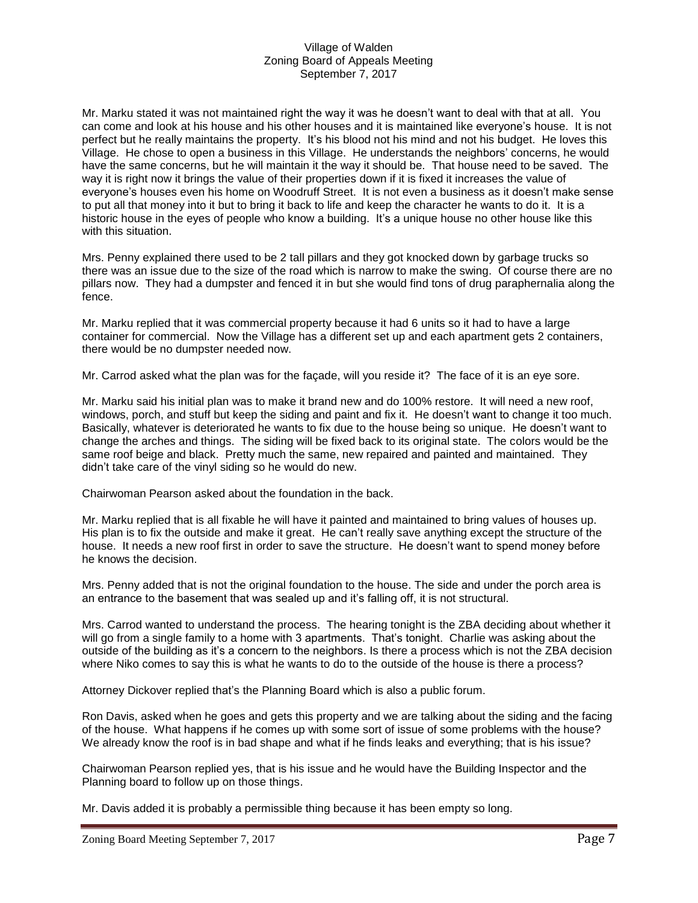Mr. Marku stated it was not maintained right the way it was he doesn't want to deal with that at all. You can come and look at his house and his other houses and it is maintained like everyone's house. It is not perfect but he really maintains the property. It's his blood not his mind and not his budget. He loves this Village. He chose to open a business in this Village. He understands the neighbors' concerns, he would have the same concerns, but he will maintain it the way it should be. That house need to be saved. The way it is right now it brings the value of their properties down if it is fixed it increases the value of everyone's houses even his home on Woodruff Street. It is not even a business as it doesn't make sense to put all that money into it but to bring it back to life and keep the character he wants to do it. It is a historic house in the eyes of people who know a building. It's a unique house no other house like this with this situation.

Mrs. Penny explained there used to be 2 tall pillars and they got knocked down by garbage trucks so there was an issue due to the size of the road which is narrow to make the swing. Of course there are no pillars now. They had a dumpster and fenced it in but she would find tons of drug paraphernalia along the fence.

Mr. Marku replied that it was commercial property because it had 6 units so it had to have a large container for commercial. Now the Village has a different set up and each apartment gets 2 containers, there would be no dumpster needed now.

Mr. Carrod asked what the plan was for the façade, will you reside it? The face of it is an eye sore.

Mr. Marku said his initial plan was to make it brand new and do 100% restore. It will need a new roof, windows, porch, and stuff but keep the siding and paint and fix it. He doesn't want to change it too much. Basically, whatever is deteriorated he wants to fix due to the house being so unique. He doesn't want to change the arches and things. The siding will be fixed back to its original state. The colors would be the same roof beige and black. Pretty much the same, new repaired and painted and maintained. They didn't take care of the vinyl siding so he would do new.

Chairwoman Pearson asked about the foundation in the back.

Mr. Marku replied that is all fixable he will have it painted and maintained to bring values of houses up. His plan is to fix the outside and make it great. He can't really save anything except the structure of the house. It needs a new roof first in order to save the structure. He doesn't want to spend money before he knows the decision.

Mrs. Penny added that is not the original foundation to the house. The side and under the porch area is an entrance to the basement that was sealed up and it's falling off, it is not structural.

Mrs. Carrod wanted to understand the process. The hearing tonight is the ZBA deciding about whether it will go from a single family to a home with 3 apartments. That's tonight. Charlie was asking about the outside of the building as it's a concern to the neighbors. Is there a process which is not the ZBA decision where Niko comes to say this is what he wants to do to the outside of the house is there a process?

Attorney Dickover replied that's the Planning Board which is also a public forum.

Ron Davis, asked when he goes and gets this property and we are talking about the siding and the facing of the house. What happens if he comes up with some sort of issue of some problems with the house? We already know the roof is in bad shape and what if he finds leaks and everything; that is his issue?

Chairwoman Pearson replied yes, that is his issue and he would have the Building Inspector and the Planning board to follow up on those things.

Mr. Davis added it is probably a permissible thing because it has been empty so long.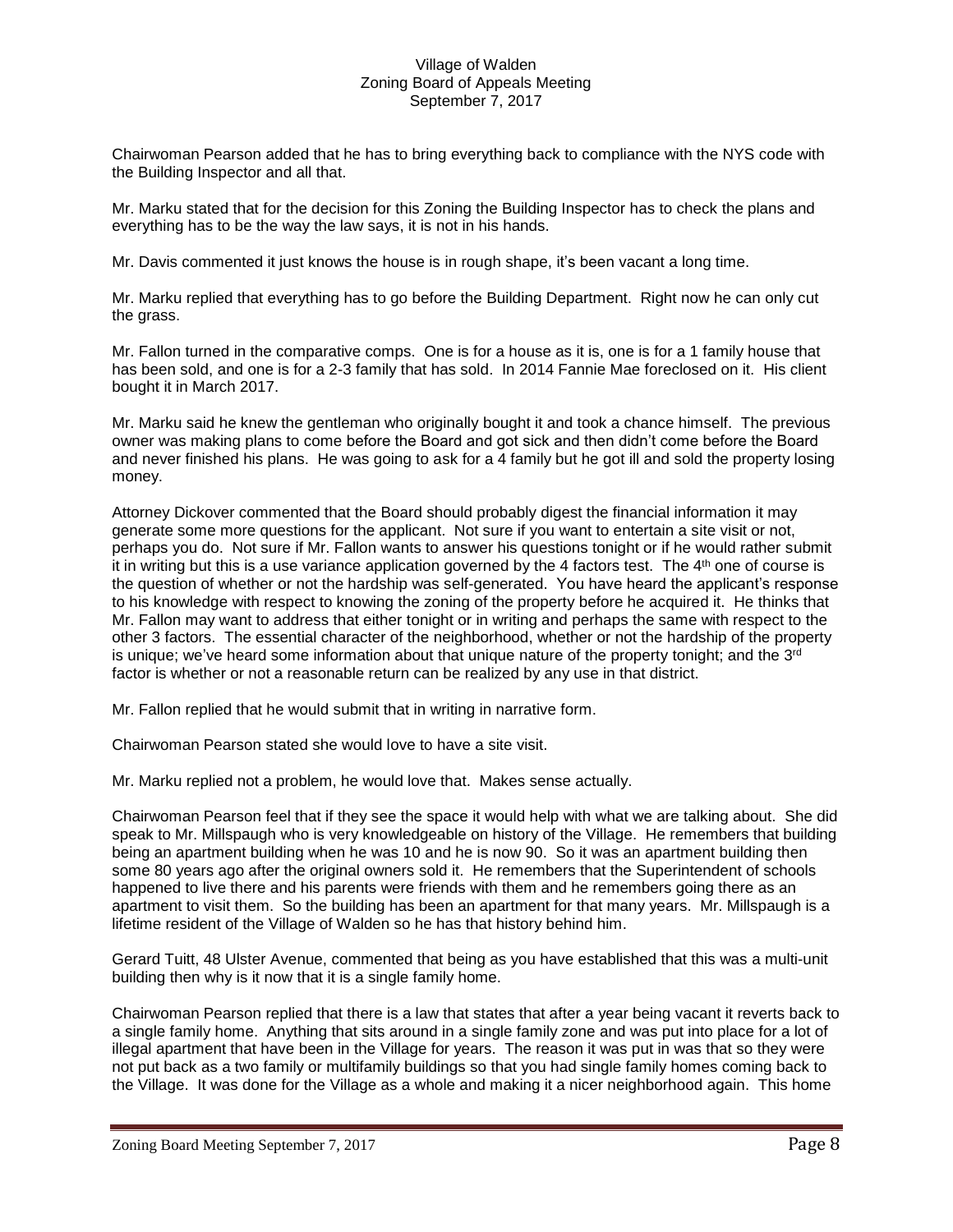Chairwoman Pearson added that he has to bring everything back to compliance with the NYS code with the Building Inspector and all that.

Mr. Marku stated that for the decision for this Zoning the Building Inspector has to check the plans and everything has to be the way the law says, it is not in his hands.

Mr. Davis commented it just knows the house is in rough shape, it's been vacant a long time.

Mr. Marku replied that everything has to go before the Building Department. Right now he can only cut the grass.

Mr. Fallon turned in the comparative comps. One is for a house as it is, one is for a 1 family house that has been sold, and one is for a 2-3 family that has sold. In 2014 Fannie Mae foreclosed on it. His client bought it in March 2017.

Mr. Marku said he knew the gentleman who originally bought it and took a chance himself. The previous owner was making plans to come before the Board and got sick and then didn't come before the Board and never finished his plans. He was going to ask for a 4 family but he got ill and sold the property losing money.

Attorney Dickover commented that the Board should probably digest the financial information it may generate some more questions for the applicant. Not sure if you want to entertain a site visit or not, perhaps you do. Not sure if Mr. Fallon wants to answer his questions tonight or if he would rather submit it in writing but this is a use variance application governed by the 4 factors test. The 4th one of course is the question of whether or not the hardship was self-generated. You have heard the applicant's response to his knowledge with respect to knowing the zoning of the property before he acquired it. He thinks that Mr. Fallon may want to address that either tonight or in writing and perhaps the same with respect to the other 3 factors. The essential character of the neighborhood, whether or not the hardship of the property is unique; we've heard some information about that unique nature of the property tonight; and the 3rd factor is whether or not a reasonable return can be realized by any use in that district.

Mr. Fallon replied that he would submit that in writing in narrative form.

Chairwoman Pearson stated she would love to have a site visit.

Mr. Marku replied not a problem, he would love that. Makes sense actually.

Chairwoman Pearson feel that if they see the space it would help with what we are talking about. She did speak to Mr. Millspaugh who is very knowledgeable on history of the Village. He remembers that building being an apartment building when he was 10 and he is now 90. So it was an apartment building then some 80 years ago after the original owners sold it. He remembers that the Superintendent of schools happened to live there and his parents were friends with them and he remembers going there as an apartment to visit them. So the building has been an apartment for that many years. Mr. Millspaugh is a lifetime resident of the Village of Walden so he has that history behind him.

Gerard Tuitt, 48 Ulster Avenue, commented that being as you have established that this was a multi-unit building then why is it now that it is a single family home.

Chairwoman Pearson replied that there is a law that states that after a year being vacant it reverts back to a single family home. Anything that sits around in a single family zone and was put into place for a lot of illegal apartment that have been in the Village for years. The reason it was put in was that so they were not put back as a two family or multifamily buildings so that you had single family homes coming back to the Village. It was done for the Village as a whole and making it a nicer neighborhood again. This home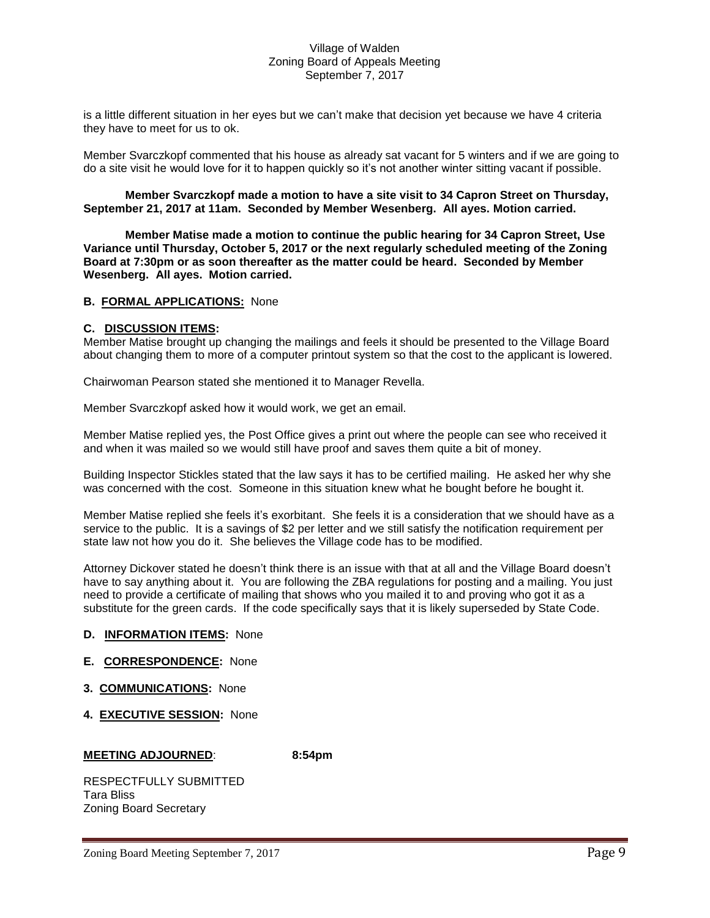is a little different situation in her eyes but we can't make that decision yet because we have 4 criteria they have to meet for us to ok.

Member Svarczkopf commented that his house as already sat vacant for 5 winters and if we are going to do a site visit he would love for it to happen quickly so it's not another winter sitting vacant if possible.

**Member Svarczkopf made a motion to have a site visit to 34 Capron Street on Thursday, September 21, 2017 at 11am. Seconded by Member Wesenberg. All ayes. Motion carried.**

**Member Matise made a motion to continue the public hearing for 34 Capron Street, Use Variance until Thursday, October 5, 2017 or the next regularly scheduled meeting of the Zoning Board at 7:30pm or as soon thereafter as the matter could be heard. Seconded by Member Wesenberg. All ayes. Motion carried.**

**B. FORMAL APPLICATIONS:** None

**C. DISCUSSION ITEMS:**

Member Matise brought up changing the mailings and feels it should be presented to the Village Board about changing them to more of a computer printout system so that the cost to the applicant is lowered.

Chairwoman Pearson stated she mentioned it to Manager Revella.

Member Svarczkopf asked how it would work, we get an email.

Member Matise replied yes, the Post Office gives a print out where the people can see who received it and when it was mailed so we would still have proof and saves them quite a bit of money.

Building Inspector Stickles stated that the law says it has to be certified mailing. He asked her why she was concerned with the cost. Someone in this situation knew what he bought before he bought it.

Member Matise replied she feels it's exorbitant. She feels it is a consideration that we should have as a service to the public. It is a savings of $2 per letter and we still satisfy the notification requirement per state law not how you do it. She believes the Village code has to be modified.

Attorney Dickover stated he doesn't think there is an issue with that at all and the Village Board doesn't have to say anything about it. You are following the ZBA regulations for posting and a mailing. You just need to provide a certificate of mailing that shows who you mailed it to and proving who got it as a substitute for the green cards. If the code specifically says that it is likely superseded by State Code.

**D. INFORMATION ITEMS:** None

**E. CORRESPONDENCE:** None

**3. COMMUNICATIONS:** None

**4. EXECUTIVE SESSION:** None

**MEETING ADJOURNED**: **8:54pm**

RESPECTFULLY SUBMITTED
Tara Bliss
Zoning Board Secretary